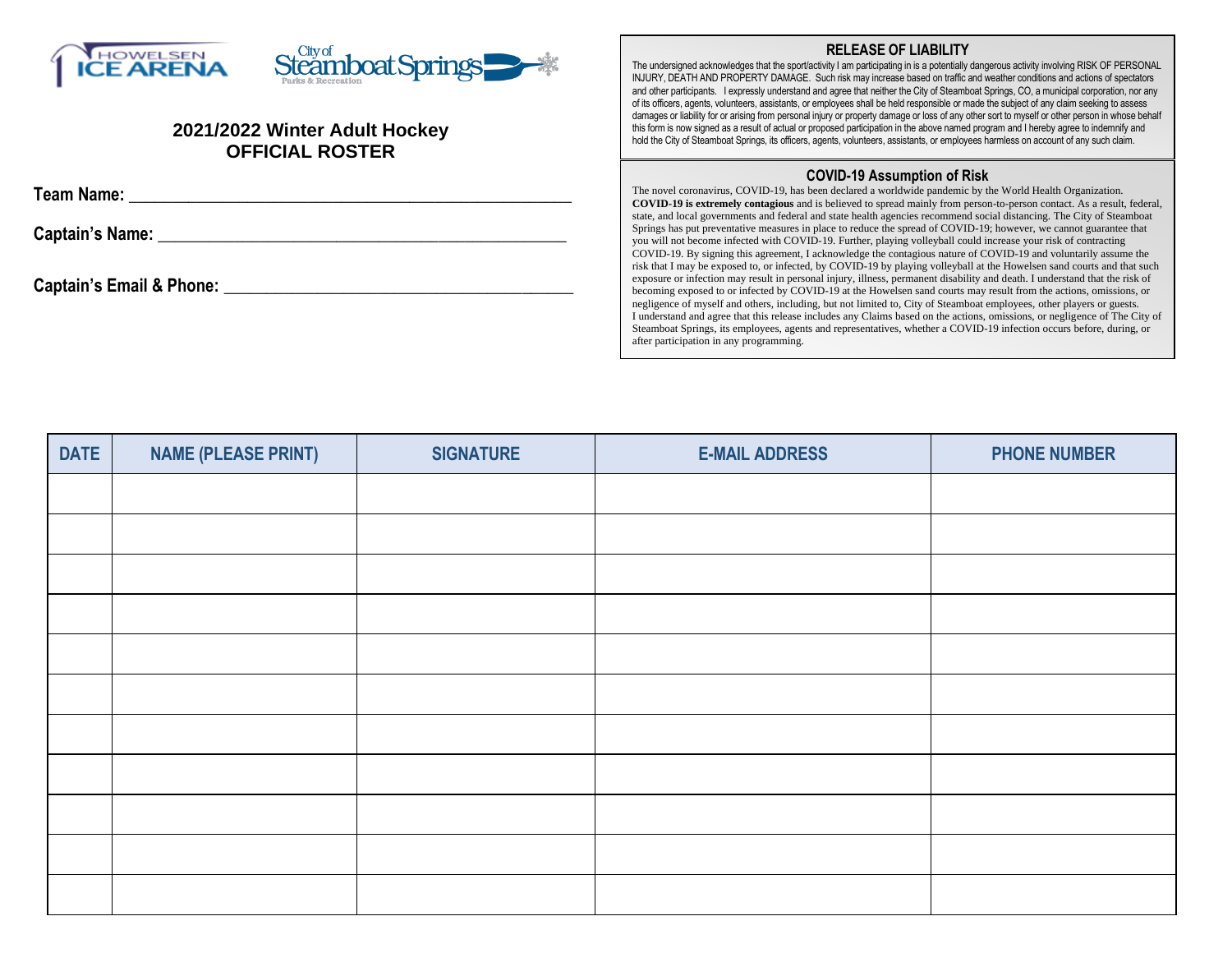HOWELSEN ICE ARENA

City of Steamboat Springs
Parks & Recreation

## 2021/2022 Winter Adult Hockey
## OFFICIAL ROSTER

**Team Name:** ______________________________________________

**Captain's Name:** ___________________________________________

**Captain's Email & Phone:** ____________________________________

### RELEASE OF LIABILITY

The undersigned acknowledges that the sport/activity I am participating in is a potentially dangerous activity involving RISK OF PERSONAL INJURY, DEATH AND PROPERTY DAMAGE. Such risk may increase based on traffic and weather conditions and actions of spectators and other participants. I expressly understand and agree that neither the City of Steamboat Springs, CO, a municipal corporation, nor any of its officers, agents, volunteers, assistants, or employees shall be held responsible or made the subject of any claim seeking to assess damages or liability for or arising from personal injury or property damage or loss of any other sort to myself or other person in whose behalf this form is now signed as a result of actual or proposed participation in the above named program and I hereby agree to indemnify and hold the City of Steamboat Springs, its officers, agents, volunteers, assistants, or employees harmless on account of any such claim.

### COVID-19 Assumption of Risk

The novel coronavirus, COVID-19, has been declared a worldwide pandemic by the World Health Organization. **COVID-19 is extremely contagious** and is believed to spread mainly from person-to-person contact. As a result, federal, state, and local governments and federal and state health agencies recommend social distancing. The City of Steamboat Springs has put preventative measures in place to reduce the spread of COVID-19; however, we cannot guarantee that you will not become infected with COVID-19. Further, playing volleyball could increase your risk of contracting COVID-19. By signing this agreement, I acknowledge the contagious nature of COVID-19 and voluntarily assume the risk that I may be exposed to, or infected, by COVID-19 by playing volleyball at the Howelsen sand courts and that such exposure or infection may result in personal injury, illness, permanent disability and death. I understand that the risk of becoming exposed to or infected by COVID-19 at the Howelsen sand courts may result from the actions, omissions, or negligence of myself and others, including, but not limited to, City of Steamboat employees, other players or guests.
I understand and agree that this release includes any Claims based on the actions, omissions, or negligence of The City of Steamboat Springs, its employees, agents and representatives, whether a COVID-19 infection occurs before, during, or after participation in any programming.

| DATE | NAME (PLEASE PRINT) | SIGNATURE | E-MAIL ADDRESS | PHONE NUMBER |
| --- | --- | --- | --- | --- |
| | | | | |
| | | | | |
| | | | | |
| | | | | |
| | | | | |
| | | | | |
| | | | | |
| | | | | |
| | | | | |
| | | | | |
| | | | | |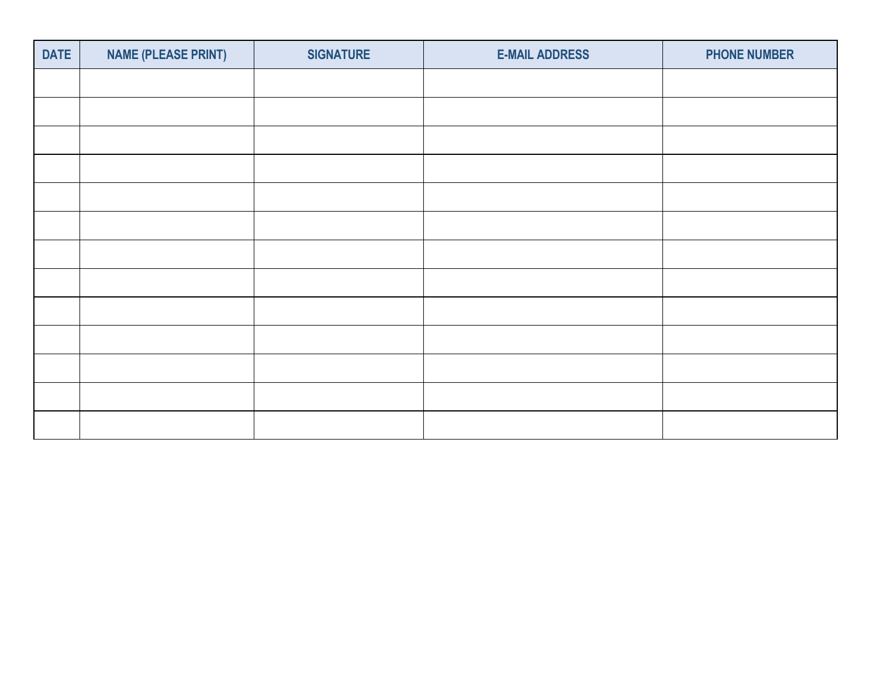| DATE | NAME (PLEASE PRINT) | SIGNATURE | E-MAIL ADDRESS | PHONE NUMBER |
|---|---|---|---|---|
| | | | | |
| | | | | |
| | | | | |
| | | | | |
| | | | | |
| | | | | |
| | | | | |
| | | | | |
| | | | | |
| | | | | |
| | | | | |
| | | | | |
| | | | | |